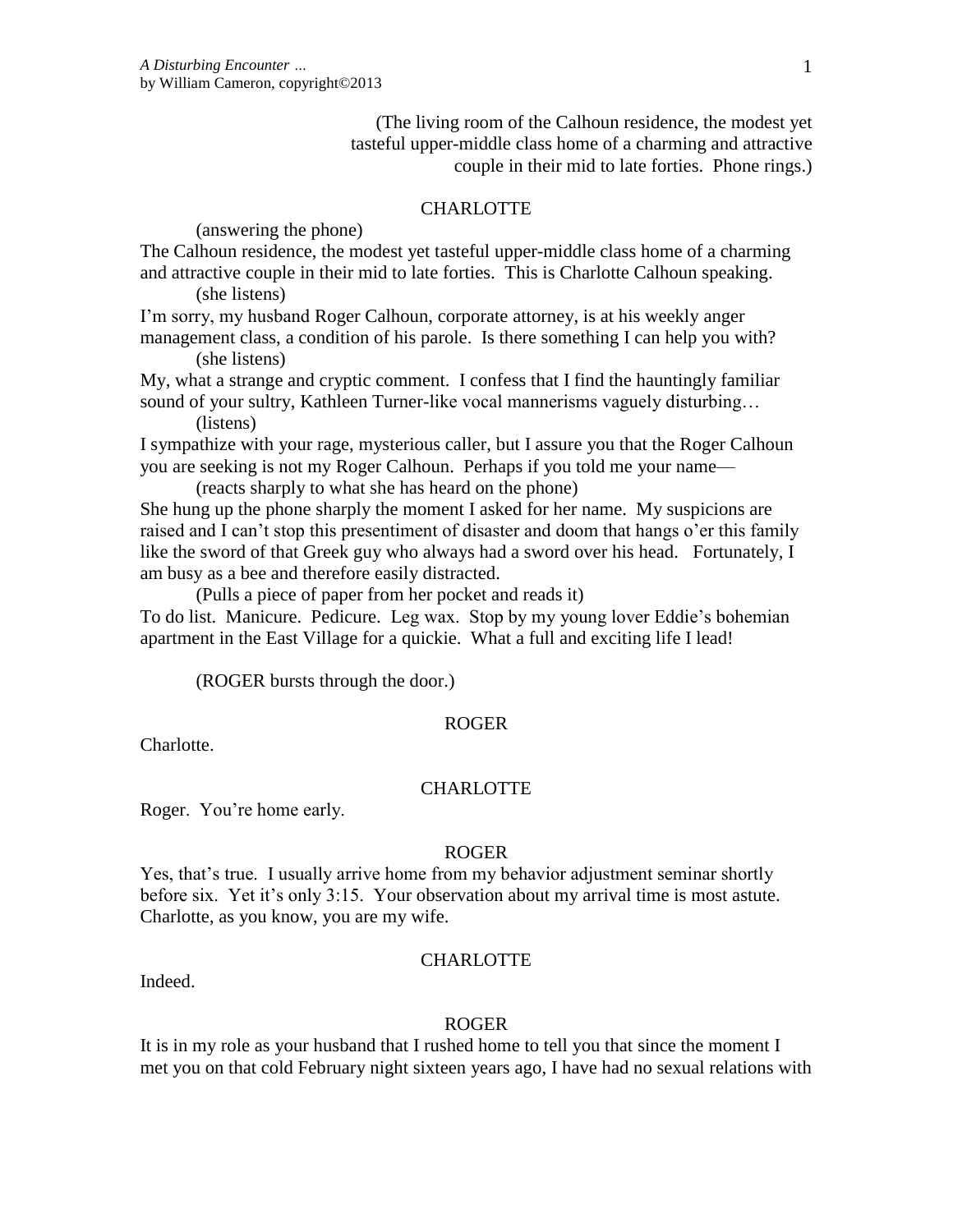(The living room of the Calhoun residence, the modest yet tasteful upper-middle class home of a charming and attractive couple in their mid to late forties. Phone rings.)

CHARLOTTE

(answering the phone)

The Calhoun residence, the modest yet tasteful upper-middle class home of a charming and attractive couple in their mid to late forties. This is Charlotte Calhoun speaking.

(she listens)

I'm sorry, my husband Roger Calhoun, corporate attorney, is at his weekly anger management class, a condition of his parole. Is there something I can help you with?

(she listens)

My, what a strange and cryptic comment. I confess that I find the hauntingly familiar sound of your sultry, Kathleen Turner-like vocal mannerisms vaguely disturbing…

(listens)

I sympathize with your rage, mysterious caller, but I assure you that the Roger Calhoun you are seeking is not my Roger Calhoun. Perhaps if you told me your name—

(reacts sharply to what she has heard on the phone)

She hung up the phone sharply the moment I asked for her name. My suspicions are raised and I can't stop this presentiment of disaster and doom that hangs o'er this family like the sword of that Greek guy who always had a sword over his head. Fortunately, I am busy as a bee and therefore easily distracted.

(Pulls a piece of paper from her pocket and reads it)

To do list. Manicure. Pedicure. Leg wax. Stop by my young lover Eddie's bohemian apartment in the East Village for a quickie. What a full and exciting life I lead!

(ROGER bursts through the door.)

ROGER

Charlotte.

CHARLOTTE

Roger. You're home early.

ROGER

Yes, that's true. I usually arrive home from my behavior adjustment seminar shortly before six. Yet it's only 3:15. Your observation about my arrival time is most astute. Charlotte, as you know, you are my wife.

CHARLOTTE

Indeed.

ROGER

It is in my role as your husband that I rushed home to tell you that since the moment I met you on that cold February night sixteen years ago, I have had no sexual relations with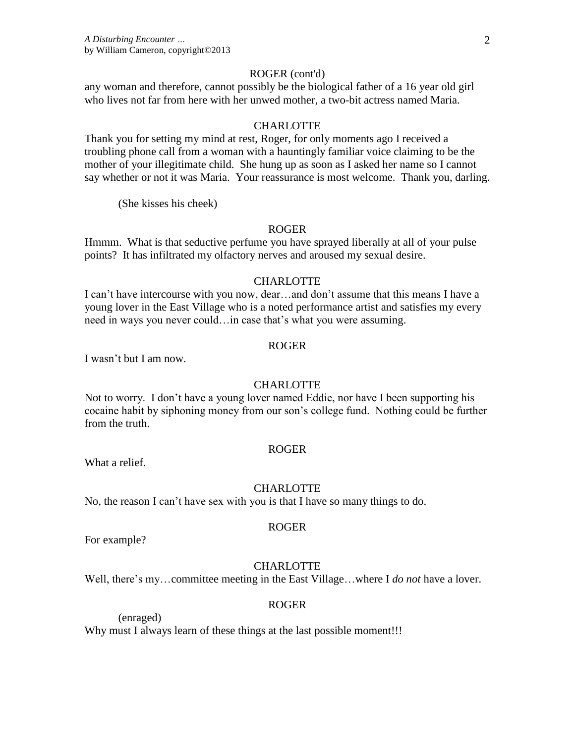ROGER (cont'd)

any woman and therefore, cannot possibly be the biological father of a 16 year old girl who lives not far from here with her unwed mother, a two-bit actress named Maria.

CHARLOTTE

Thank you for setting my mind at rest, Roger, for only moments ago I received a troubling phone call from a woman with a hauntingly familiar voice claiming to be the mother of your illegitimate child. She hung up as soon as I asked her name so I cannot say whether or not it was Maria. Your reassurance is most welcome. Thank you, darling.

(She kisses his cheek)

ROGER

Hmmm. What is that seductive perfume you have sprayed liberally at all of your pulse points? It has infiltrated my olfactory nerves and aroused my sexual desire.

CHARLOTTE

I can't have intercourse with you now, dear…and don't assume that this means I have a young lover in the East Village who is a noted performance artist and satisfies my every need in ways you never could…in case that's what you were assuming.

ROGER

I wasn't but I am now.

CHARLOTTE

Not to worry. I don't have a young lover named Eddie, nor have I been supporting his cocaine habit by siphoning money from our son's college fund. Nothing could be further from the truth.

ROGER

What a relief.

CHARLOTTE

No, the reason I can't have sex with you is that I have so many things to do.

ROGER

For example?

CHARLOTTE

Well, there's my…committee meeting in the East Village…where I *do not* have a lover.

ROGER

(enraged)

Why must I always learn of these things at the last possible moment!!!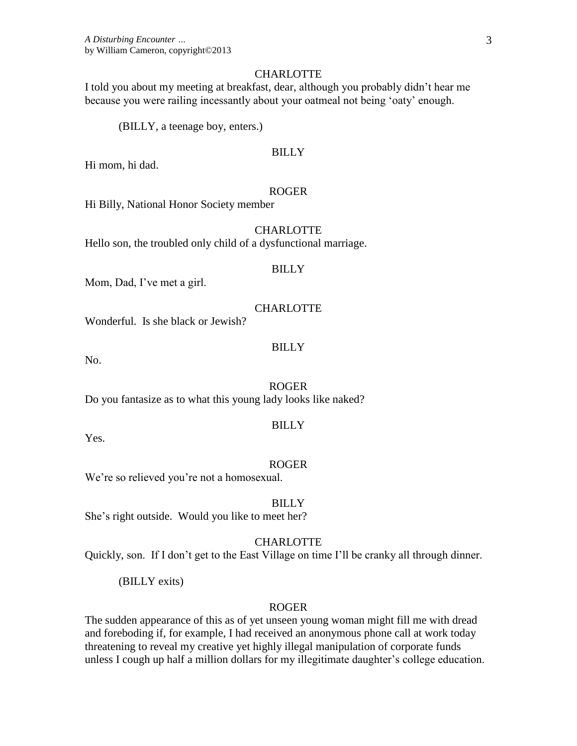CHARLOTTE

I told you about my meeting at breakfast, dear, although you probably didn't hear me because you were railing incessantly about your oatmeal not being 'oaty' enough.

(BILLY, a teenage boy, enters.)

BILLY

Hi mom, hi dad.

ROGER

Hi Billy, National Honor Society member

CHARLOTTE

Hello son, the troubled only child of a dysfunctional marriage.

BILLY

Mom, Dad, I've met a girl.

CHARLOTTE

Wonderful. Is she black or Jewish?

BILLY

No.

ROGER

Do you fantasize as to what this young lady looks like naked?

BILLY

Yes.

ROGER

We're so relieved you're not a homosexual.

BILLY

She's right outside. Would you like to meet her?

CHARLOTTE

Quickly, son. If I don't get to the East Village on time I'll be cranky all through dinner.

(BILLY exits)

ROGER

The sudden appearance of this as of yet unseen young woman might fill me with dread and foreboding if, for example, I had received an anonymous phone call at work today threatening to reveal my creative yet highly illegal manipulation of corporate funds unless I cough up half a million dollars for my illegitimate daughter's college education.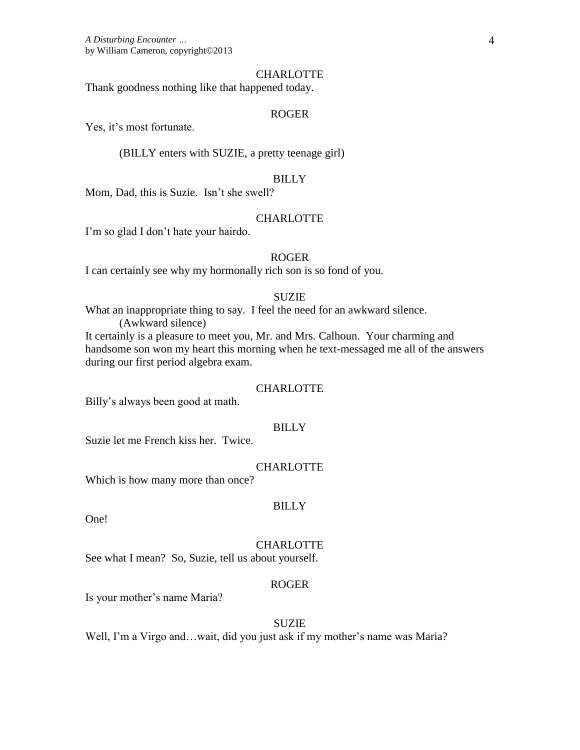CHARLOTTE

Thank goodness nothing like that happened today.

ROGER

Yes, it's most fortunate.

(BILLY enters with SUZIE, a pretty teenage girl)

BILLY

Mom, Dad, this is Suzie. Isn't she swell?

CHARLOTTE

I'm so glad I don't hate your hairdo.

ROGER

I can certainly see why my hormonally rich son is so fond of you.

SUZIE

What an inappropriate thing to say. I feel the need for an awkward silence.

(Awkward silence)

It certainly is a pleasure to meet you, Mr. and Mrs. Calhoun. Your charming and handsome son won my heart this morning when he text-messaged me all of the answers during our first period algebra exam.

CHARLOTTE

Billy's always been good at math.

BILLY

Suzie let me French kiss her. Twice.

CHARLOTTE

Which is how many more than once?

BILLY

One!

CHARLOTTE

See what I mean? So, Suzie, tell us about yourself.

ROGER

Is your mother's name Maria?

SUZIE

Well, I'm a Virgo and…wait, did you just ask if my mother's name was Maria?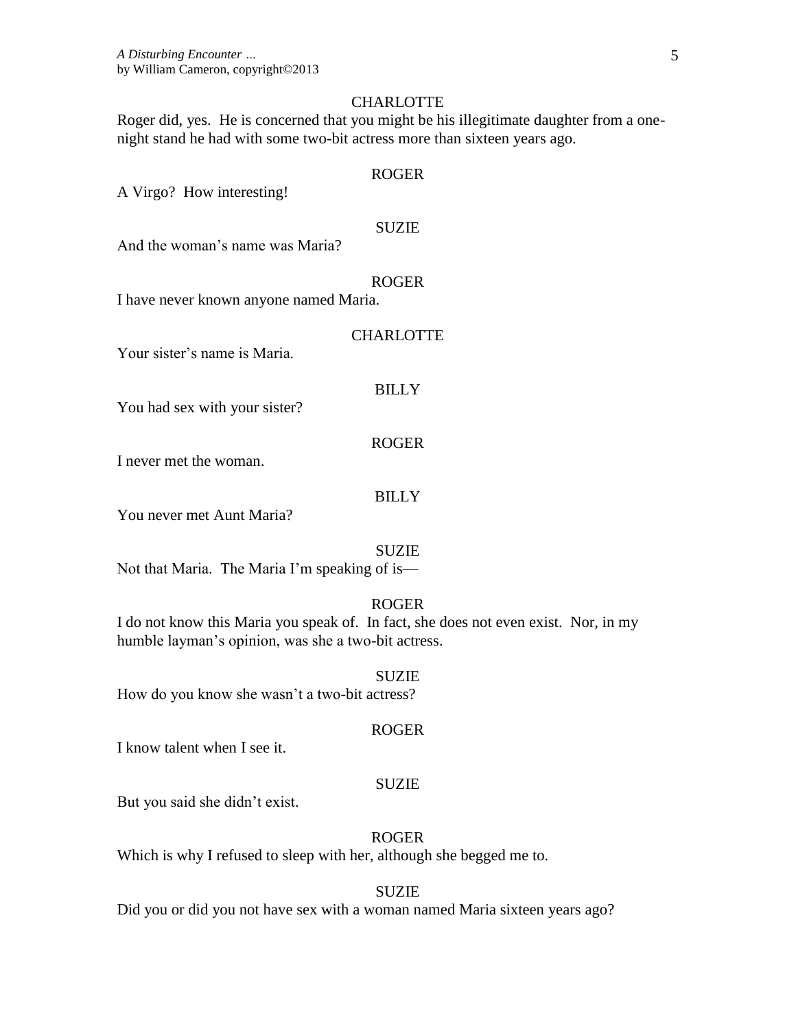CHARLOTTE

Roger did, yes. He is concerned that you might be his illegitimate daughter from a one-night stand he had with some two-bit actress more than sixteen years ago.

ROGER

A Virgo? How interesting!

SUZIE

And the woman's name was Maria?

ROGER

I have never known anyone named Maria.

CHARLOTTE

Your sister's name is Maria.

BILLY

You had sex with your sister?

ROGER

I never met the woman.

BILLY

You never met Aunt Maria?

SUZIE

Not that Maria. The Maria I'm speaking of is—

ROGER

I do not know this Maria you speak of. In fact, she does not even exist. Nor, in my humble layman's opinion, was she a two-bit actress.

SUZIE

How do you know she wasn't a two-bit actress?

ROGER

I know talent when I see it.

SUZIE

But you said she didn't exist.

ROGER

Which is why I refused to sleep with her, although she begged me to.

SUZIE

Did you or did you not have sex with a woman named Maria sixteen years ago?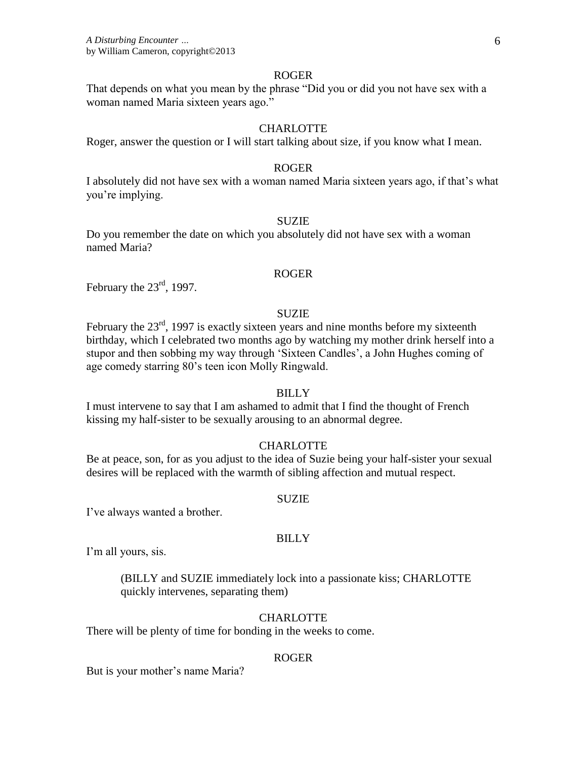ROGER

That depends on what you mean by the phrase "Did you or did you not have sex with a woman named Maria sixteen years ago."

CHARLOTTE

Roger, answer the question or I will start talking about size, if you know what I mean.

ROGER

I absolutely did not have sex with a woman named Maria sixteen years ago, if that's what you're implying.

SUZIE

Do you remember the date on which you absolutely did not have sex with a woman named Maria?

ROGER

February the 23rd, 1997.

SUZIE

February the 23rd, 1997 is exactly sixteen years and nine months before my sixteenth birthday, which I celebrated two months ago by watching my mother drink herself into a stupor and then sobbing my way through 'Sixteen Candles', a John Hughes coming of age comedy starring 80's teen icon Molly Ringwald.

BILLY

I must intervene to say that I am ashamed to admit that I find the thought of French kissing my half-sister to be sexually arousing to an abnormal degree.

CHARLOTTE

Be at peace, son, for as you adjust to the idea of Suzie being your half-sister your sexual desires will be replaced with the warmth of sibling affection and mutual respect.

SUZIE

I've always wanted a brother.

BILLY

I'm all yours, sis.

(BILLY and SUZIE immediately lock into a passionate kiss; CHARLOTTE quickly intervenes, separating them)

CHARLOTTE

There will be plenty of time for bonding in the weeks to come.

ROGER

But is your mother's name Maria?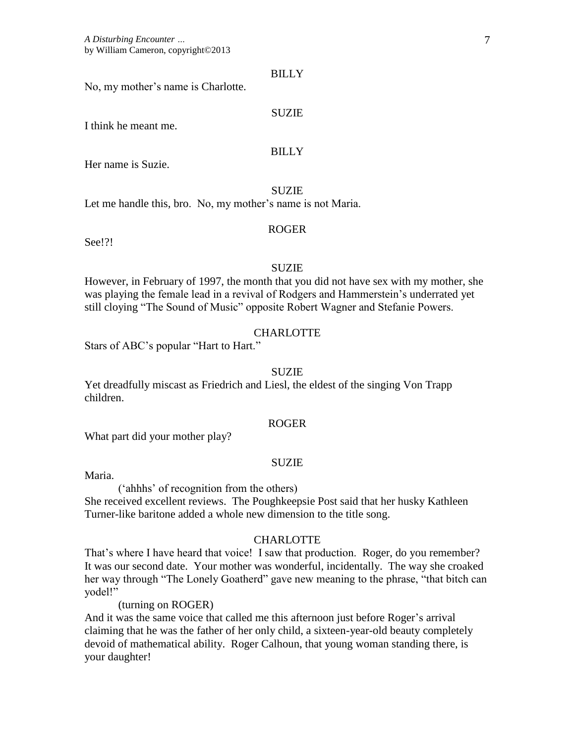BILLY

No, my mother's name is Charlotte.

SUZIE

I think he meant me.

BILLY

Her name is Suzie.

SUZIE

Let me handle this, bro. No, my mother's name is not Maria.

ROGER

See!?!

SUZIE

However, in February of 1997, the month that you did not have sex with my mother, she was playing the female lead in a revival of Rodgers and Hammerstein's underrated yet still cloying "The Sound of Music" opposite Robert Wagner and Stefanie Powers.

CHARLOTTE

Stars of ABC's popular "Hart to Hart."

SUZIE

Yet dreadfully miscast as Friedrich and Liesl, the eldest of the singing Von Trapp children.

ROGER

What part did your mother play?

SUZIE

Maria.

('ahhhs' of recognition from the others)

She received excellent reviews. The Poughkeepsie Post said that her husky Kathleen Turner-like baritone added a whole new dimension to the title song.

CHARLOTTE

That's where I have heard that voice! I saw that production. Roger, do you remember? It was our second date. Your mother was wonderful, incidentally. The way she croaked her way through "The Lonely Goatherd" gave new meaning to the phrase, "that bitch can yodel!"

(turning on ROGER)

And it was the same voice that called me this afternoon just before Roger's arrival claiming that he was the father of her only child, a sixteen-year-old beauty completely devoid of mathematical ability. Roger Calhoun, that young woman standing there, is your daughter!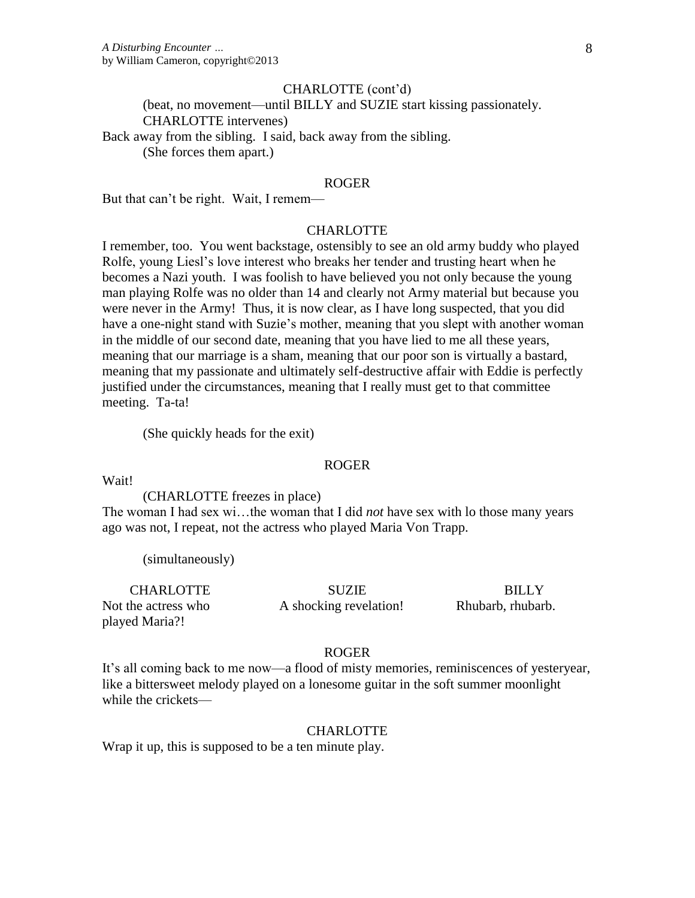CHARLOTTE (cont'd)

(beat, no movement—until BILLY and SUZIE start kissing passionately. CHARLOTTE intervenes)

Back away from the sibling. I said, back away from the sibling.

(She forces them apart.)

ROGER

But that can't be right. Wait, I remem—

CHARLOTTE

I remember, too. You went backstage, ostensibly to see an old army buddy who played Rolfe, young Liesl's love interest who breaks her tender and trusting heart when he becomes a Nazi youth. I was foolish to have believed you not only because the young man playing Rolfe was no older than 14 and clearly not Army material but because you were never in the Army! Thus, it is now clear, as I have long suspected, that you did have a one-night stand with Suzie's mother, meaning that you slept with another woman in the middle of our second date, meaning that you have lied to me all these years, meaning that our marriage is a sham, meaning that our poor son is virtually a bastard, meaning that my passionate and ultimately self-destructive affair with Eddie is perfectly justified under the circumstances, meaning that I really must get to that committee meeting. Ta-ta!

(She quickly heads for the exit)

ROGER

Wait!

(CHARLOTTE freezes in place)

The woman I had sex wi…the woman that I did *not* have sex with lo those many years ago was not, I repeat, not the actress who played Maria Von Trapp.

(simultaneously)

| CHARLOTTE | SUZIE | BILLY |
| --- | --- | --- |
| Not the actress who played Maria?! | A shocking revelation! | Rhubarb, rhubarb. |

ROGER

It's all coming back to me now—a flood of misty memories, reminiscences of yesteryear, like a bittersweet melody played on a lonesome guitar in the soft summer moonlight while the crickets—

CHARLOTTE

Wrap it up, this is supposed to be a ten minute play.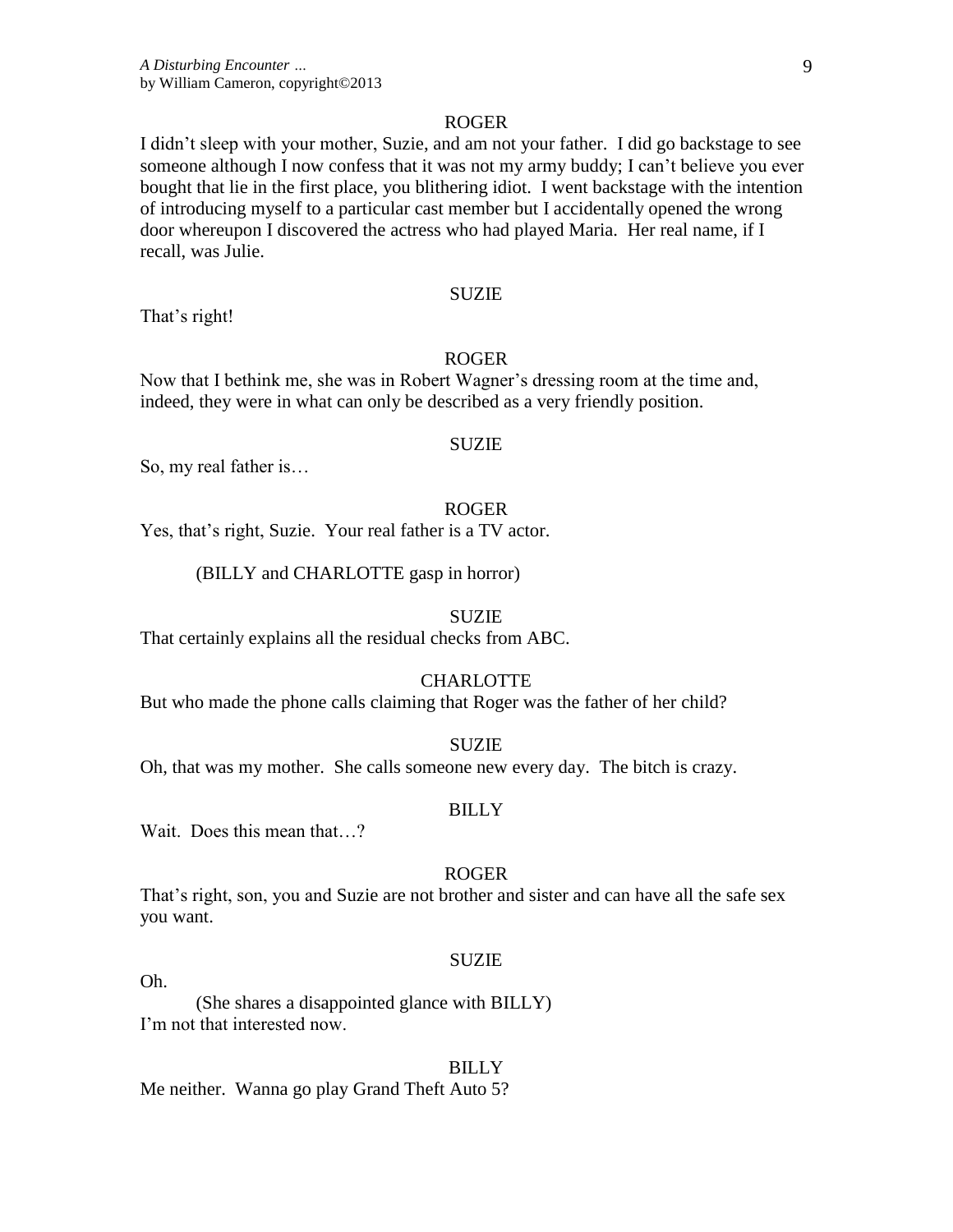ROGER

I didn't sleep with your mother, Suzie, and am not your father. I did go backstage to see someone although I now confess that it was not my army buddy; I can't believe you ever bought that lie in the first place, you blithering idiot. I went backstage with the intention of introducing myself to a particular cast member but I accidentally opened the wrong door whereupon I discovered the actress who had played Maria. Her real name, if I recall, was Julie.

SUZIE

That's right!

ROGER

Now that I bethink me, she was in Robert Wagner's dressing room at the time and, indeed, they were in what can only be described as a very friendly position.

SUZIE

So, my real father is…

ROGER

Yes, that's right, Suzie. Your real father is a TV actor.

(BILLY and CHARLOTTE gasp in horror)

SUZIE

That certainly explains all the residual checks from ABC.

CHARLOTTE

But who made the phone calls claiming that Roger was the father of her child?

SUZIE

Oh, that was my mother. She calls someone new every day. The bitch is crazy.

BILLY

Wait. Does this mean that…?

ROGER

That's right, son, you and Suzie are not brother and sister and can have all the safe sex you want.

SUZIE

Oh.

(She shares a disappointed glance with BILLY)

I'm not that interested now.

BILLY

Me neither. Wanna go play Grand Theft Auto 5?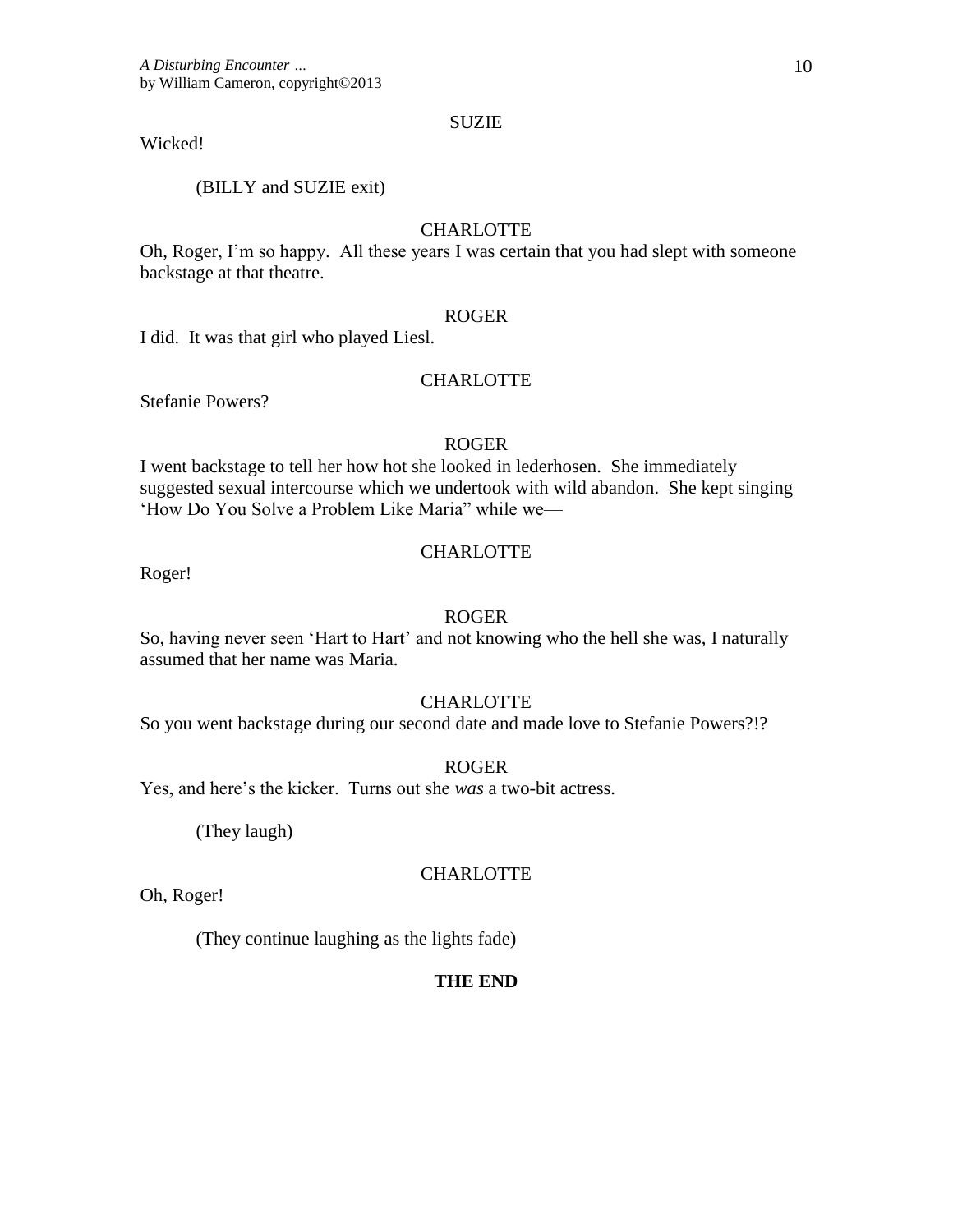SUZIE

Wicked!

(BILLY and SUZIE exit)

CHARLOTTE

Oh, Roger, I'm so happy. All these years I was certain that you had slept with someone backstage at that theatre.

ROGER

I did. It was that girl who played Liesl.

CHARLOTTE

Stefanie Powers?

ROGER

I went backstage to tell her how hot she looked in lederhosen. She immediately suggested sexual intercourse which we undertook with wild abandon. She kept singing 'How Do You Solve a Problem Like Maria" while we—

CHARLOTTE

Roger!

ROGER

So, having never seen 'Hart to Hart' and not knowing who the hell she was, I naturally assumed that her name was Maria.

CHARLOTTE

So you went backstage during our second date and made love to Stefanie Powers?!?

ROGER

Yes, and here's the kicker. Turns out she *was* a two-bit actress.

(They laugh)

CHARLOTTE

Oh, Roger!

(They continue laughing as the lights fade)

**THE END**